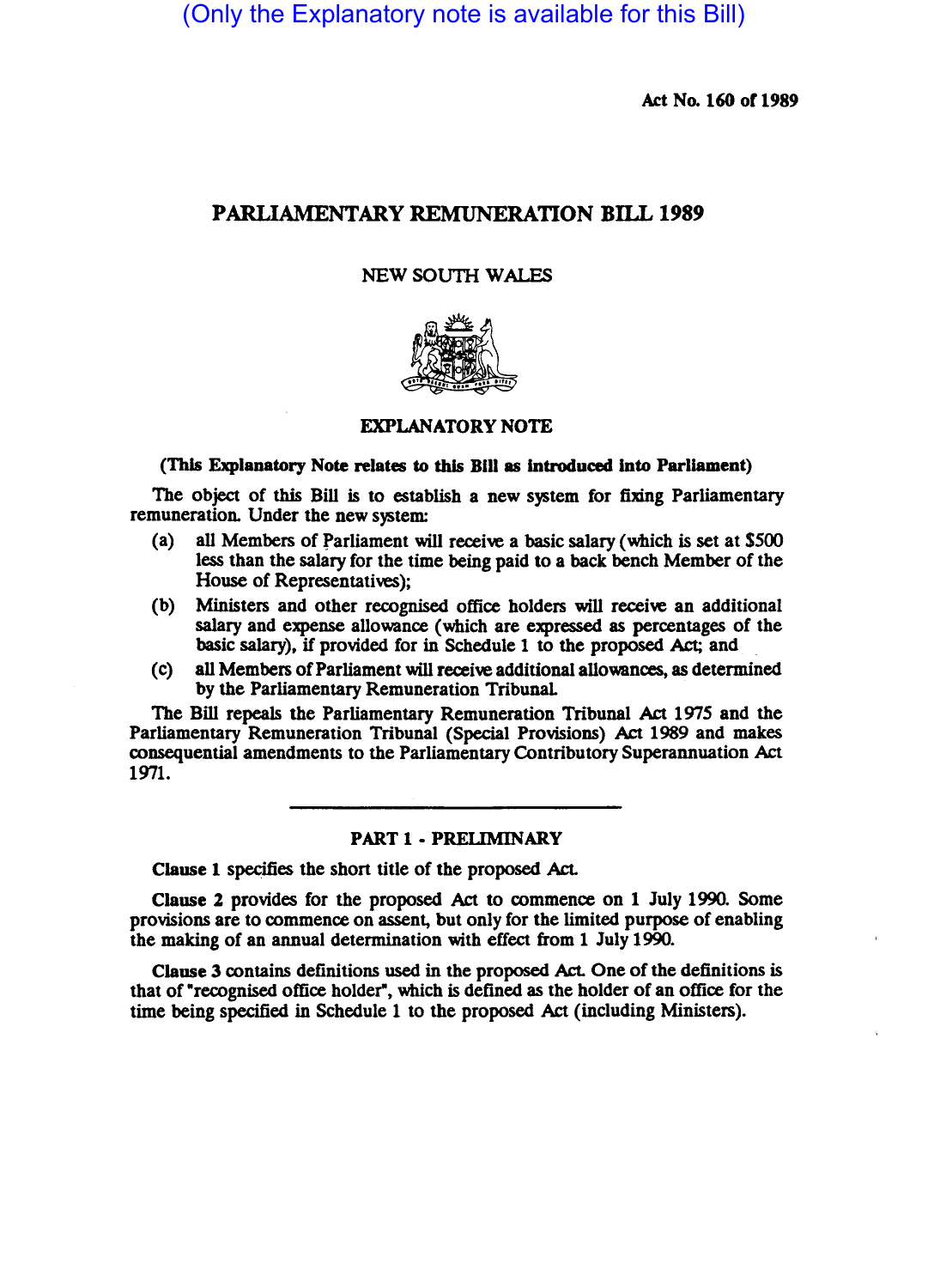(Only the Explanatory note is available for this Bill)

Act No. 160 of 1989

# PARLIAMENTARY REMUNERATION BILL 1989

NEW SOUTH WALES

## EXPLANATORY NOTE

**(This Explanatory Note relates to this Bill as introduced into Parliament)**

The object of this Bill is to establish a new system for fixing Parliamentary remuneration. Under the new system:

(a) all Members of Parliament will receive a basic salary (which is set at $500 less than the salary for the time being paid to a back bench Member of the House of Representatives);

(b) Ministers and other recognised office holders will receive an additional salary and expense allowance (which are expressed as percentages of the basic salary), if provided for in Schedule 1 to the proposed Act; and

(c) all Members of Parliament will receive additional allowances, as determined by the Parliamentary Remuneration Tribunal.

The Bill repeals the Parliamentary Remuneration Tribunal Act 1975 and the Parliamentary Remuneration Tribunal (Special Provisions) Act 1989 and makes consequential amendments to the Parliamentary Contributory Superannuation Act 1971.

## PART 1 - PRELIMINARY

**Clause 1** specifies the short title of the proposed Act.

**Clause 2** provides for the proposed Act to commence on 1 July 1990. Some provisions are to commence on assent, but only for the limited purpose of enabling the making of an annual determination with effect from 1 July 1990.

**Clause 3** contains definitions used in the proposed Act. One of the definitions is that of "recognised office holder", which is defined as the holder of an office for the time being specified in Schedule 1 to the proposed Act (including Ministers).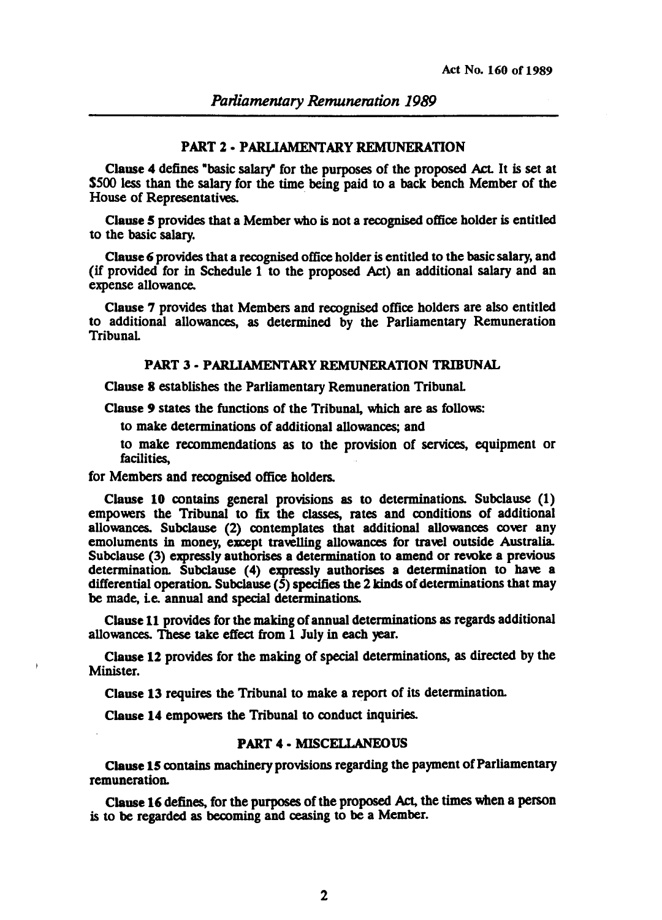## PART 2 - PARLIAMENTARY REMUNERATION

**Clause 4** defines "basic salary" for the purposes of the proposed Act. It is set at $500 less than the salary for the time being paid to a back bench Member of the House of Representatives.

**Clause 5** provides that a Member who is not a recognised office holder is entitled to the basic salary.

**Clause 6** provides that a recognised office holder is entitled to the basic salary, and (if provided for in Schedule 1 to the proposed Act) an additional salary and an expense allowance.

**Clause 7** provides that Members and recognised office holders are also entitled to additional allowances, as determined by the Parliamentary Remuneration Tribunal.

## PART 3 - PARLIAMENTARY REMUNERATION TRIBUNAL

**Clause 8** establishes the Parliamentary Remuneration Tribunal.

**Clause 9** states the functions of the Tribunal, which are as follows:

to make determinations of additional allowances; and

to make recommendations as to the provision of services, equipment or facilities,

for Members and recognised office holders.

**Clause 10** contains general provisions as to determinations. Subclause (1) empowers the Tribunal to fix the classes, rates and conditions of additional allowances. Subclause (2) contemplates that additional allowances cover any emoluments in money, except travelling allowances for travel outside Australia. Subclause (3) expressly authorises a determination to amend or revoke a previous determination. Subclause (4) expressly authorises a determination to have a differential operation. Subclause (5) specifies the 2 kinds of determinations that may be made, i.e. annual and special determinations.

**Clause 11** provides for the making of annual determinations as regards additional allowances. These take effect from 1 July in each year.

**Clause 12** provides for the making of special determinations, as directed by the Minister.

**Clause 13** requires the Tribunal to make a report of its determination.

**Clause 14** empowers the Tribunal to conduct inquiries.

## PART 4 - MISCELLANEOUS

**Clause 15** contains machinery provisions regarding the payment of Parliamentary remuneration.

**Clause 16** defines, for the purposes of the proposed Act, the times when a person is to be regarded as becoming and ceasing to be a Member.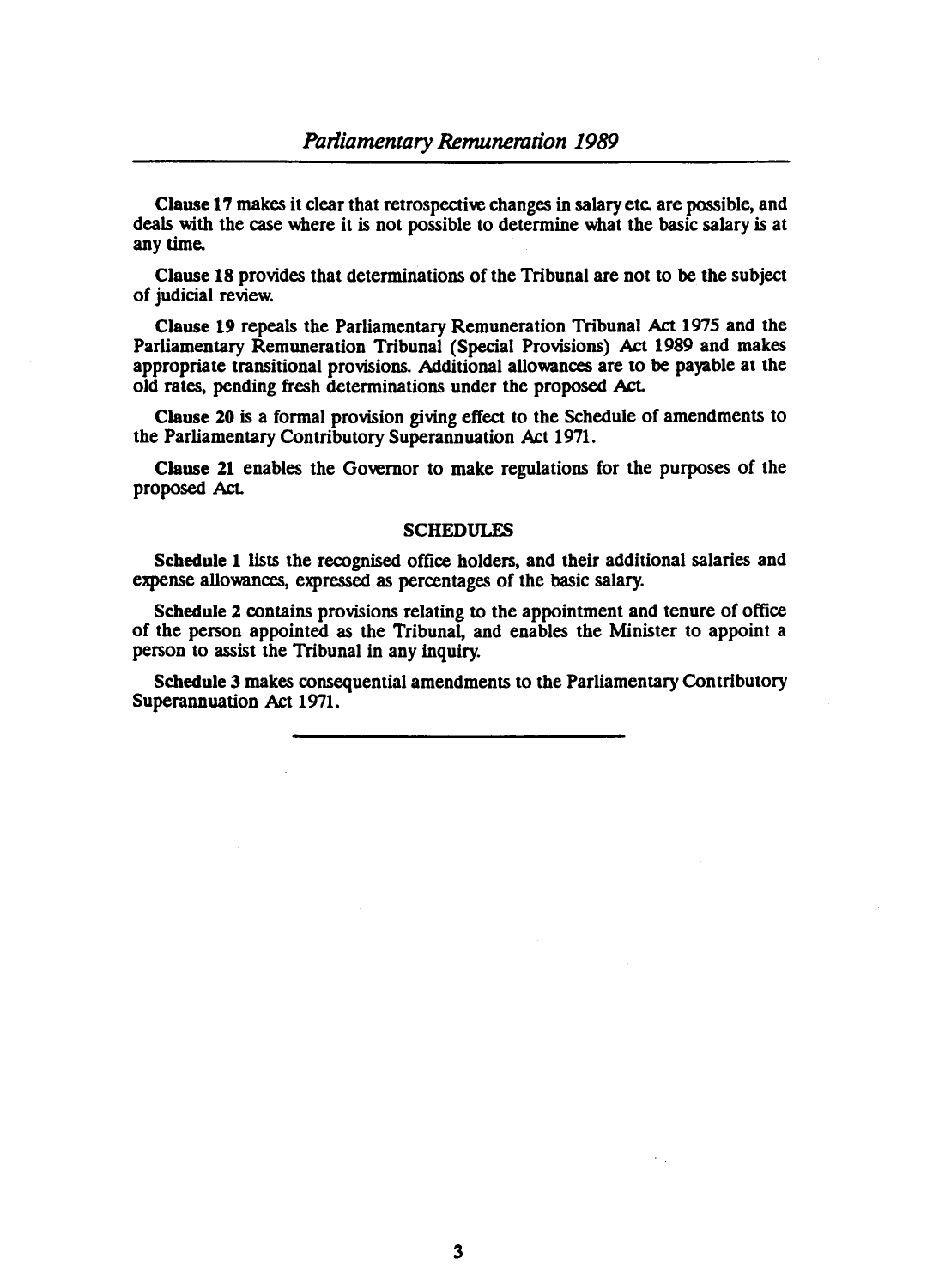**Clause 17** makes it clear that retrospective changes in salary etc. are possible, and deals with the case where it is not possible to determine what the basic salary is at any time.

**Clause 18** provides that determinations of the Tribunal are not to be the subject of judicial review.

**Clause 19** repeals the Parliamentary Remuneration Tribunal Act 1975 and the Parliamentary Remuneration Tribunal (Special Provisions) Act 1989 and makes appropriate transitional provisions. Additional allowances are to be payable at the old rates, pending fresh determinations under the proposed Act.

**Clause 20** is a formal provision giving effect to the Schedule of amendments to the Parliamentary Contributory Superannuation Act 1971.

**Clause 21** enables the Governor to make regulations for the purposes of the proposed Act.

## SCHEDULES

**Schedule 1** lists the recognised office holders, and their additional salaries and expense allowances, expressed as percentages of the basic salary.

**Schedule 2** contains provisions relating to the appointment and tenure of office of the person appointed as the Tribunal, and enables the Minister to appoint a person to assist the Tribunal in any inquiry.

**Schedule 3** makes consequential amendments to the Parliamentary Contributory Superannuation Act 1971.